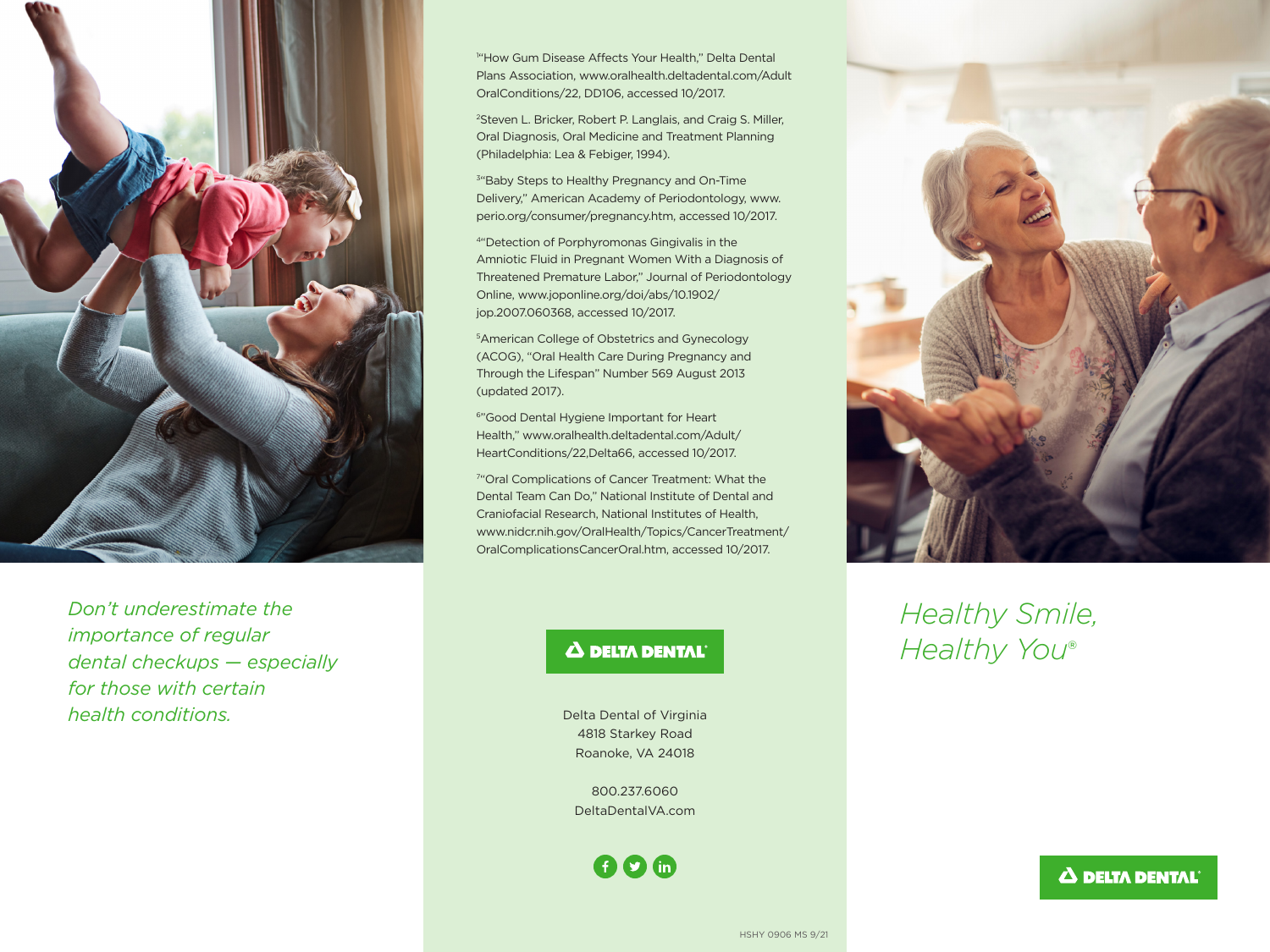*Don't underestimate the importance of regular dental checkups — especially for those with certain health conditions.*

[1]"How Gum Disease Affects Your Health," Delta Dental Plans Association, www.oralhealth.deltadental.com/Adult OralConditions/22, DD106, accessed 10/2017.

[2]Steven L. Bricker, Robert P. Langlais, and Craig S. Miller, Oral Diagnosis, Oral Medicine and Treatment Planning (Philadelphia: Lea & Febiger, 1994).

[3]"Baby Steps to Healthy Pregnancy and On-Time Delivery," American Academy of Periodontology, www.perio.org/consumer/pregnancy.htm, accessed 10/2017.

[4]"Detection of Porphyromonas Gingivalis in the Amniotic Fluid in Pregnant Women With a Diagnosis of Threatened Premature Labor," Journal of Periodontology Online, www.joponline.org/doi/abs/10.1902/jop.2007.060368, accessed 10/2017.

[5]American College of Obstetrics and Gynecology (ACOG), "Oral Health Care During Pregnancy and Through the Lifespan" Number 569 August 2013 (updated 2017).

[6]"Good Dental Hygiene Important for Heart Health," www.oralhealth.deltadental.com/Adult/HeartConditions/22,Delta66, accessed 10/2017.

[7]"Oral Complications of Cancer Treatment: What the Dental Team Can Do," National Institute of Dental and Craniofacial Research, National Institutes of Health, www.nidcr.nih.gov/OralHealth/Topics/CancerTreatment/OralComplicationsCancerOral.htm, accessed 10/2017.

DELTA DENTAL®

Delta Dental of Virginia
4818 Starkey Road
Roanoke, VA 24018

800.237.6060
DeltaDentalVA.com

HSHY 0906 MS 9/21

# *Healthy Smile, Healthy You®*

DELTA DENTAL®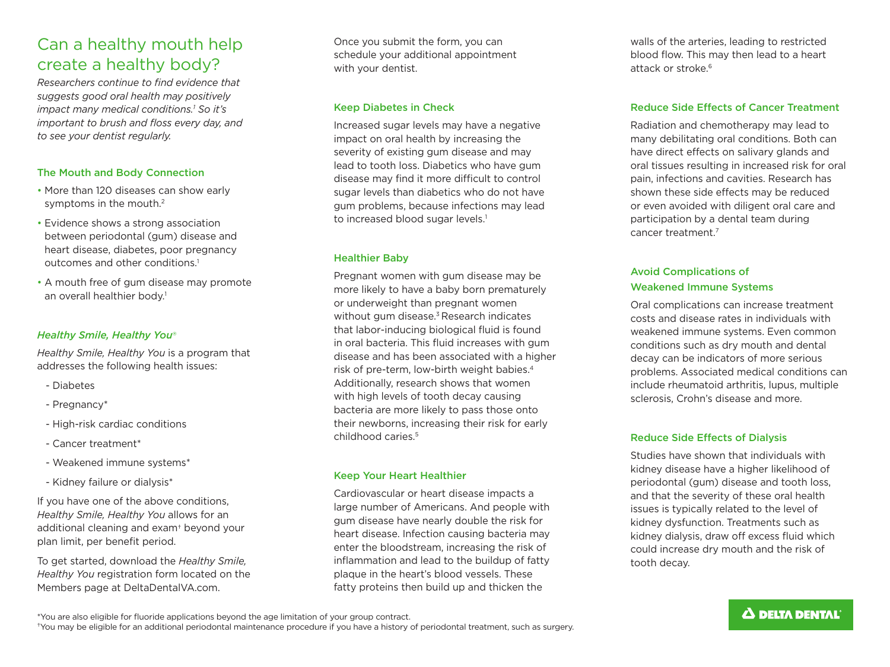# Can a healthy mouth help create a healthy body?

*Researchers continue to find evidence that suggests good oral health may positively impact many medical conditions.[1] So it's important to brush and floss every day, and to see your dentist regularly.*

### The Mouth and Body Connection

- More than 120 diseases can show early symptoms in the mouth.[2]
- Evidence shows a strong association between periodontal (gum) disease and heart disease, diabetes, poor pregnancy outcomes and other conditions.[1]
- A mouth free of gum disease may promote an overall healthier body.[1]

### *Healthy Smile, Healthy You®*

*Healthy Smile, Healthy You* is a program that addresses the following health issues:

- Diabetes
- Pregnancy*
- High-risk cardiac conditions
- Cancer treatment*
- Weakened immune systems*
- Kidney failure or dialysis*

If you have one of the above conditions, *Healthy Smile, Healthy You* allows for an additional cleaning and exam† beyond your plan limit, per benefit period.

To get started, download the *Healthy Smile, Healthy You* registration form located on the Members page at DeltaDentalVA.com.

Once you submit the form, you can schedule your additional appointment with your dentist.

### Keep Diabetes in Check

Increased sugar levels may have a negative impact on oral health by increasing the severity of existing gum disease and may lead to tooth loss. Diabetics who have gum disease may find it more difficult to control sugar levels than diabetics who do not have gum problems, because infections may lead to increased blood sugar levels.[1]

### Healthier Baby

Pregnant women with gum disease may be more likely to have a baby born prematurely or underweight than pregnant women without gum disease.[3] Research indicates that labor-inducing biological fluid is found in oral bacteria. This fluid increases with gum disease and has been associated with a higher risk of pre-term, low-birth weight babies.[4] Additionally, research shows that women with high levels of tooth decay causing bacteria are more likely to pass those onto their newborns, increasing their risk for early childhood caries.[5]

### Keep Your Heart Healthier

Cardiovascular or heart disease impacts a large number of Americans. And people with gum disease have nearly double the risk for heart disease. Infection causing bacteria may enter the bloodstream, increasing the risk of inflammation and lead to the buildup of fatty plaque in the heart's blood vessels. These fatty proteins then build up and thicken the walls of the arteries, leading to restricted blood flow. This may then lead to a heart attack or stroke.[6]

### Reduce Side Effects of Cancer Treatment

Radiation and chemotherapy may lead to many debilitating oral conditions. Both can have direct effects on salivary glands and oral tissues resulting in increased risk for oral pain, infections and cavities. Research has shown these side effects may be reduced or even avoided with diligent oral care and participation by a dental team during cancer treatment.[7]

### Avoid Complications of Weakened Immune Systems

Oral complications can increase treatment costs and disease rates in individuals with weakened immune systems. Even common conditions such as dry mouth and dental decay can be indicators of more serious problems. Associated medical conditions can include rheumatoid arthritis, lupus, multiple sclerosis, Crohn's disease and more.

### Reduce Side Effects of Dialysis

Studies have shown that individuals with kidney disease have a higher likelihood of periodontal (gum) disease and tooth loss, and that the severity of these oral health issues is typically related to the level of kidney dysfunction. Treatments such as kidney dialysis, draw off excess fluid which could increase dry mouth and the risk of tooth decay.

*You are also eligible for fluoride applications beyond the age limitation of your group contract.
†You may be eligible for an additional periodontal maintenance procedure if you have a history of periodontal treatment, such as surgery.

DELTA DENTAL®